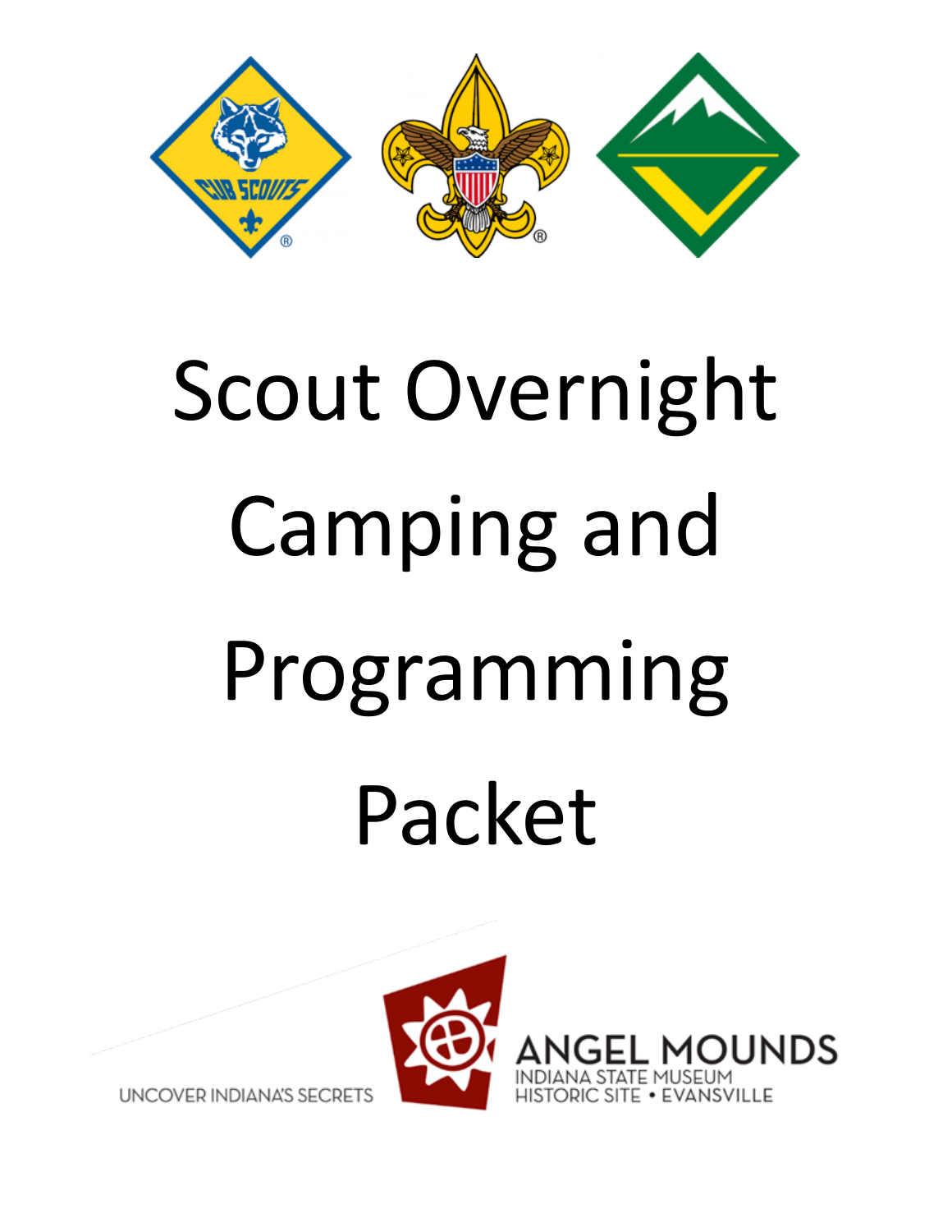# Scout Overnight Camping and Programming Packet

UNCOVER INDIANA'S SECRETS

ANGEL MOUNDS
INDIANA STATE MUSEUM
HISTORIC SITE • EVANSVILLE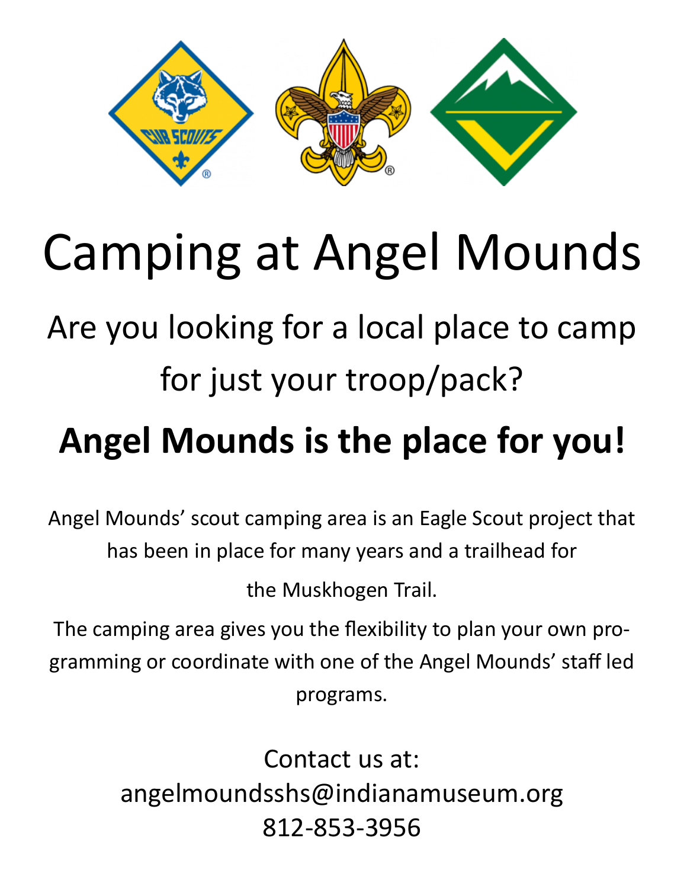# Camping at Angel Mounds

## Are you looking for a local place to camp for just your troop/pack?

## **Angel Mounds is the place for you!**

Angel Mounds' scout camping area is an Eagle Scout project that has been in place for many years and a trailhead for the Muskhogen Trail.

The camping area gives you the flexibility to plan your own programming or coordinate with one of the Angel Mounds' staff led programs.

Contact us at:
angelmoundsshs@indianamuseum.org
812-853-3956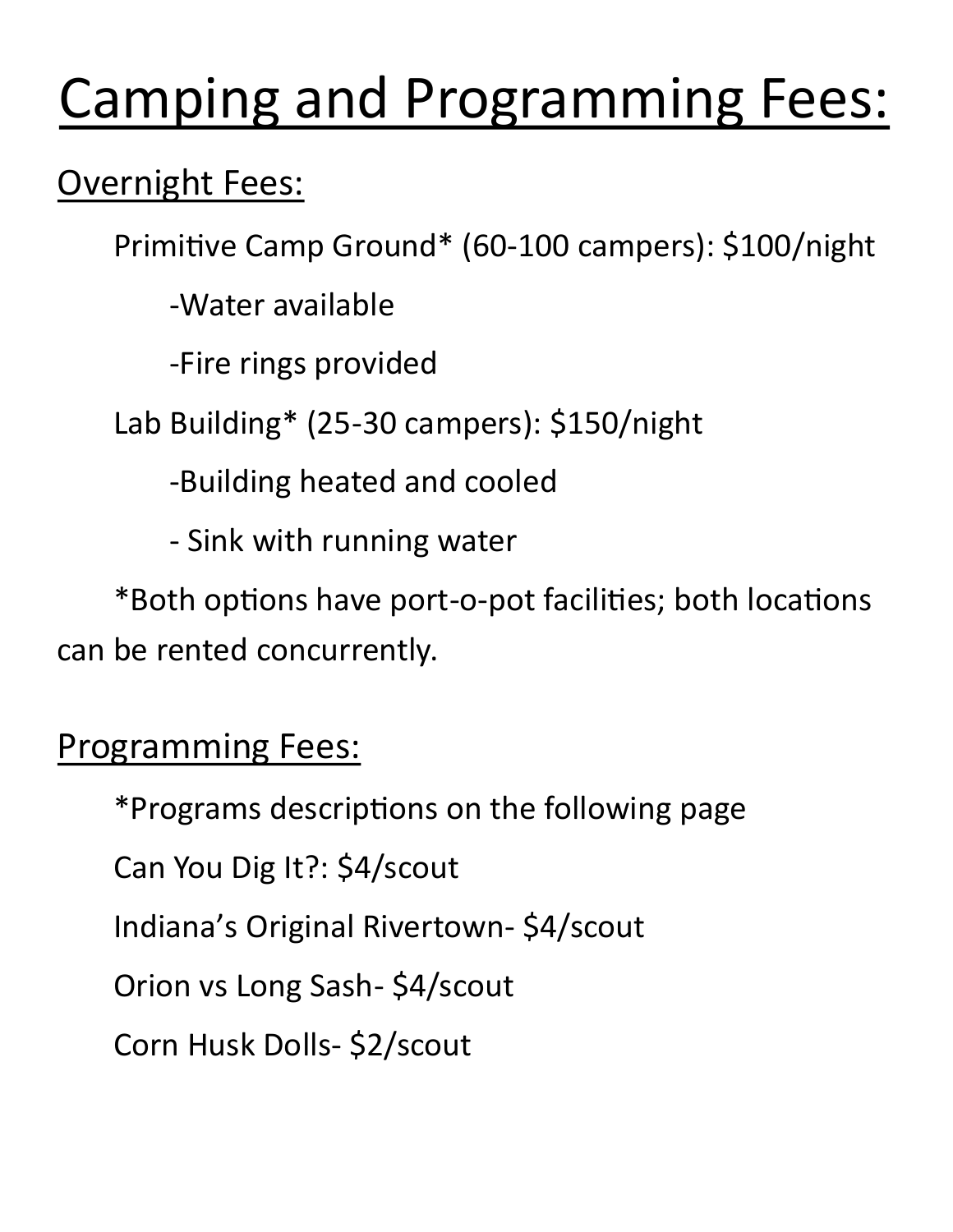# Camping and Programming Fees:

## Overnight Fees:

Primitive Camp Ground* (60-100 campers): $100/night

- Water available
- Fire rings provided

Lab Building* (25-30 campers): $150/night

- Building heated and cooled
- Sink with running water

*Both options have port-o-pot facilities; both locations can be rented concurrently.

## Programming Fees:

*Programs descriptions on the following page

Can You Dig It?: $4/scout

Indiana's Original Rivertown- $4/scout

Orion vs Long Sash- $4/scout

Corn Husk Dolls- $2/scout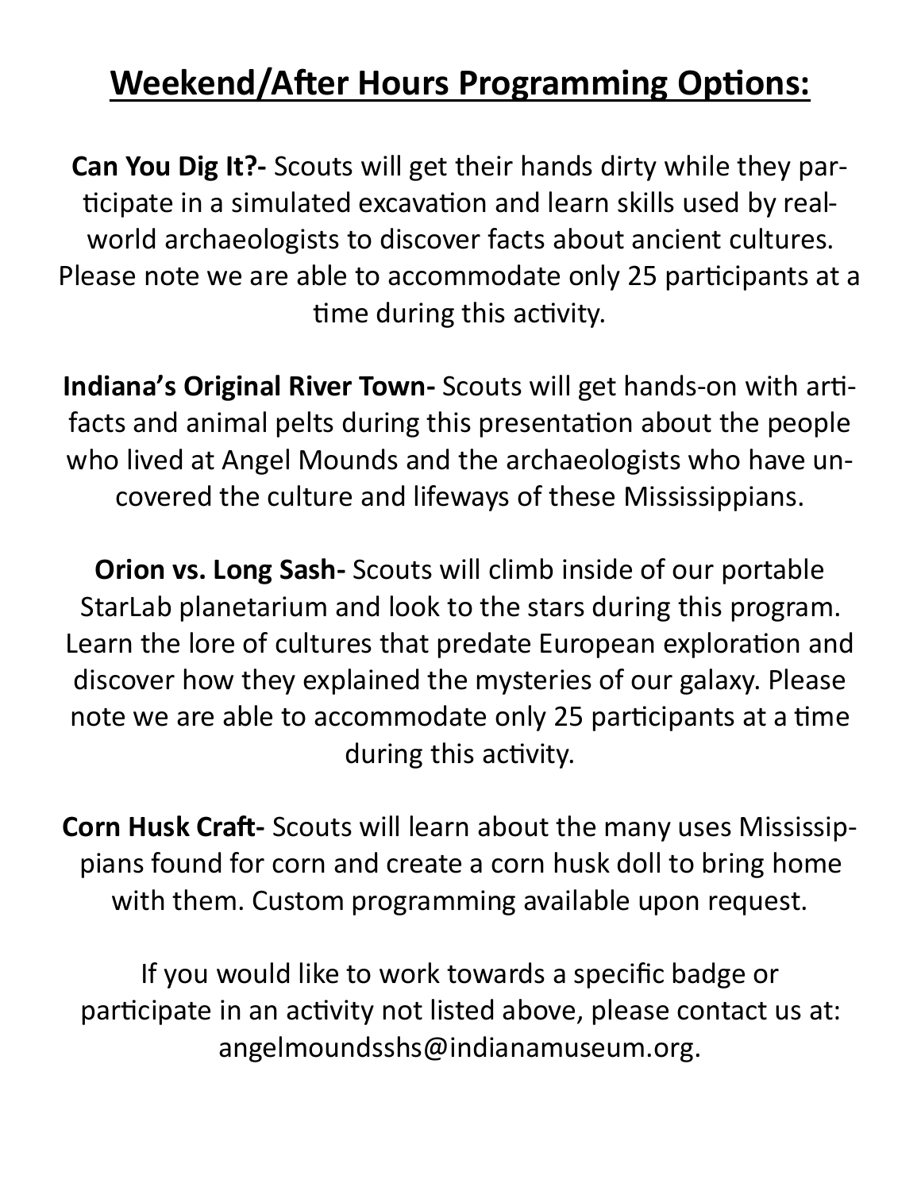## Weekend/After Hours Programming Options:

**Can You Dig It?-** Scouts will get their hands dirty while they participate in a simulated excavation and learn skills used by real-world archaeologists to discover facts about ancient cultures. Please note we are able to accommodate only 25 participants at a time during this activity.

**Indiana's Original River Town-** Scouts will get hands-on with artifacts and animal pelts during this presentation about the people who lived at Angel Mounds and the archaeologists who have uncovered the culture and lifeways of these Mississippians.

**Orion vs. Long Sash-** Scouts will climb inside of our portable StarLab planetarium and look to the stars during this program. Learn the lore of cultures that predate European exploration and discover how they explained the mysteries of our galaxy. Please note we are able to accommodate only 25 participants at a time during this activity.

**Corn Husk Craft-** Scouts will learn about the many uses Mississippians found for corn and create a corn husk doll to bring home with them. Custom programming available upon request.

If you would like to work towards a specific badge or participate in an activity not listed above, please contact us at: angelmoundsshs@indianamuseum.org.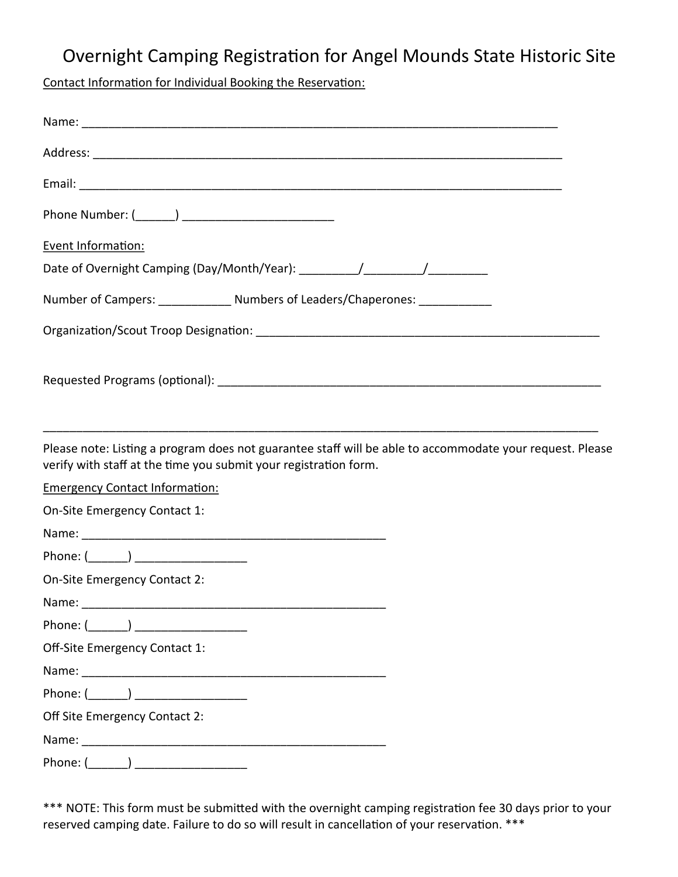# Overnight Camping Registration for Angel Mounds State Historic Site

Contact Information for Individual Booking the Reservation:

Name: ___________________________________________________________________________

Address: _________________________________________________________________________

Email: ___________________________________________________________________________

Phone Number: (______) ________________________

Event Information:

Date of Overnight Camping (Day/Month/Year): _________/_________/_________

Number of Campers: ___________ Numbers of Leaders/Chaperones: ___________

Organization/Scout Troop Designation: _______________________________________________________

Requested Programs (optional): ____________________________________________________________

_____________________________________________________________________________________

Please note: Listing a program does not guarantee staff will be able to accommodate your request. Please verify with staff at the time you submit your registration form.

Emergency Contact Information:

On-Site Emergency Contact 1:

Name: _______________________________________________

Phone: (______) _________________

On-Site Emergency Contact 2:

Name: _______________________________________________

Phone: (______) _________________

Off-Site Emergency Contact 1:

Name: _______________________________________________

Phone: (______) _________________

Off Site Emergency Contact 2:

Name: _______________________________________________

Phone: (______) _________________

*** NOTE: This form must be submitted with the overnight camping registration fee 30 days prior to your reserved camping date. Failure to do so will result in cancellation of your reservation. ***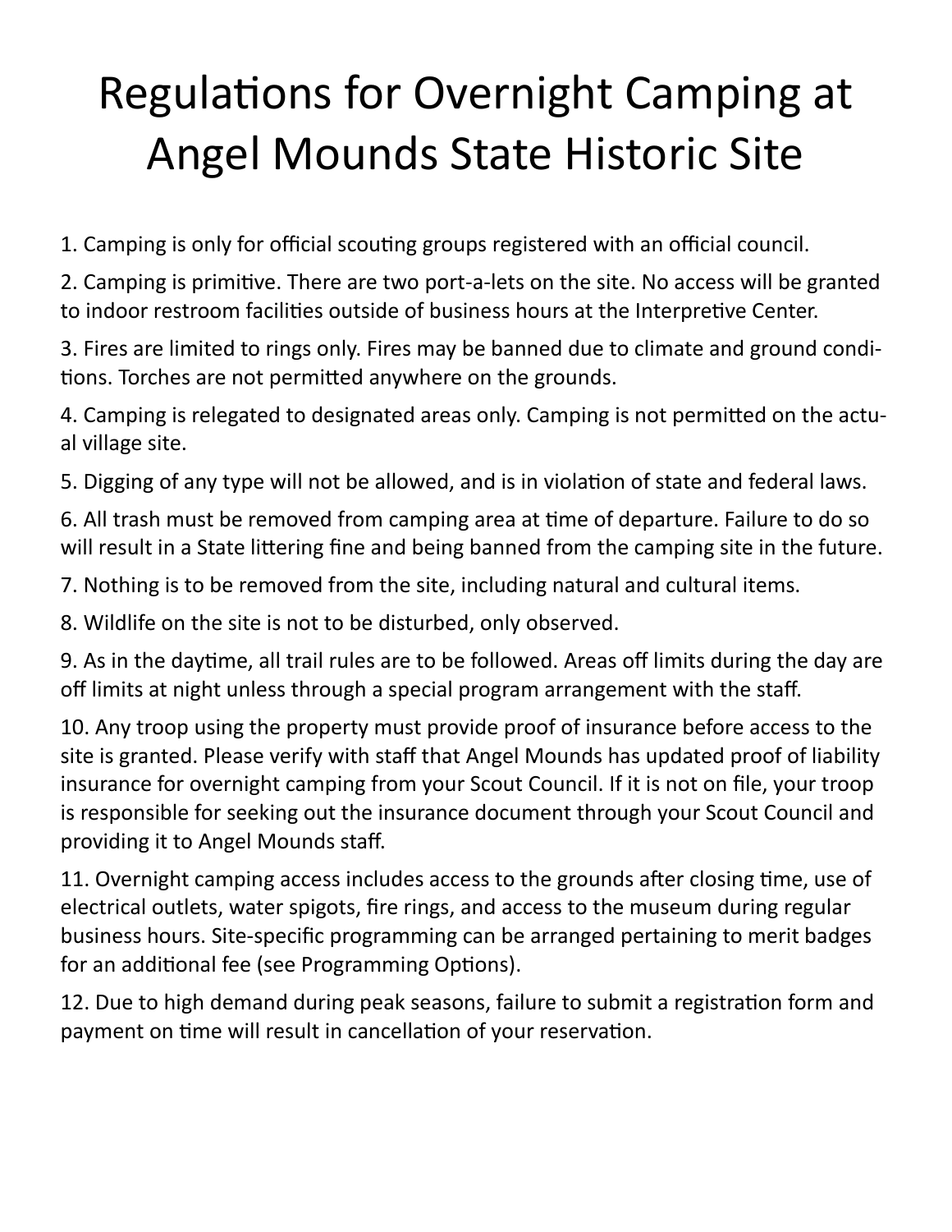# Regulations for Overnight Camping at Angel Mounds State Historic Site

1. Camping is only for official scouting groups registered with an official council.
2. Camping is primitive. There are two port-a-lets on the site. No access will be granted to indoor restroom facilities outside of business hours at the Interpretive Center.
3. Fires are limited to rings only. Fires may be banned due to climate and ground conditions. Torches are not permitted anywhere on the grounds.
4. Camping is relegated to designated areas only. Camping is not permitted on the actual village site.
5. Digging of any type will not be allowed, and is in violation of state and federal laws.
6. All trash must be removed from camping area at time of departure. Failure to do so will result in a State littering fine and being banned from the camping site in the future.
7. Nothing is to be removed from the site, including natural and cultural items.
8. Wildlife on the site is not to be disturbed, only observed.
9. As in the daytime, all trail rules are to be followed. Areas off limits during the day are off limits at night unless through a special program arrangement with the staff.
10. Any troop using the property must provide proof of insurance before access to the site is granted. Please verify with staff that Angel Mounds has updated proof of liability insurance for overnight camping from your Scout Council. If it is not on file, your troop is responsible for seeking out the insurance document through your Scout Council and providing it to Angel Mounds staff.
11. Overnight camping access includes access to the grounds after closing time, use of electrical outlets, water spigots, fire rings, and access to the museum during regular business hours. Site-specific programming can be arranged pertaining to merit badges for an additional fee (see Programming Options).
12. Due to high demand during peak seasons, failure to submit a registration form and payment on time will result in cancellation of your reservation.